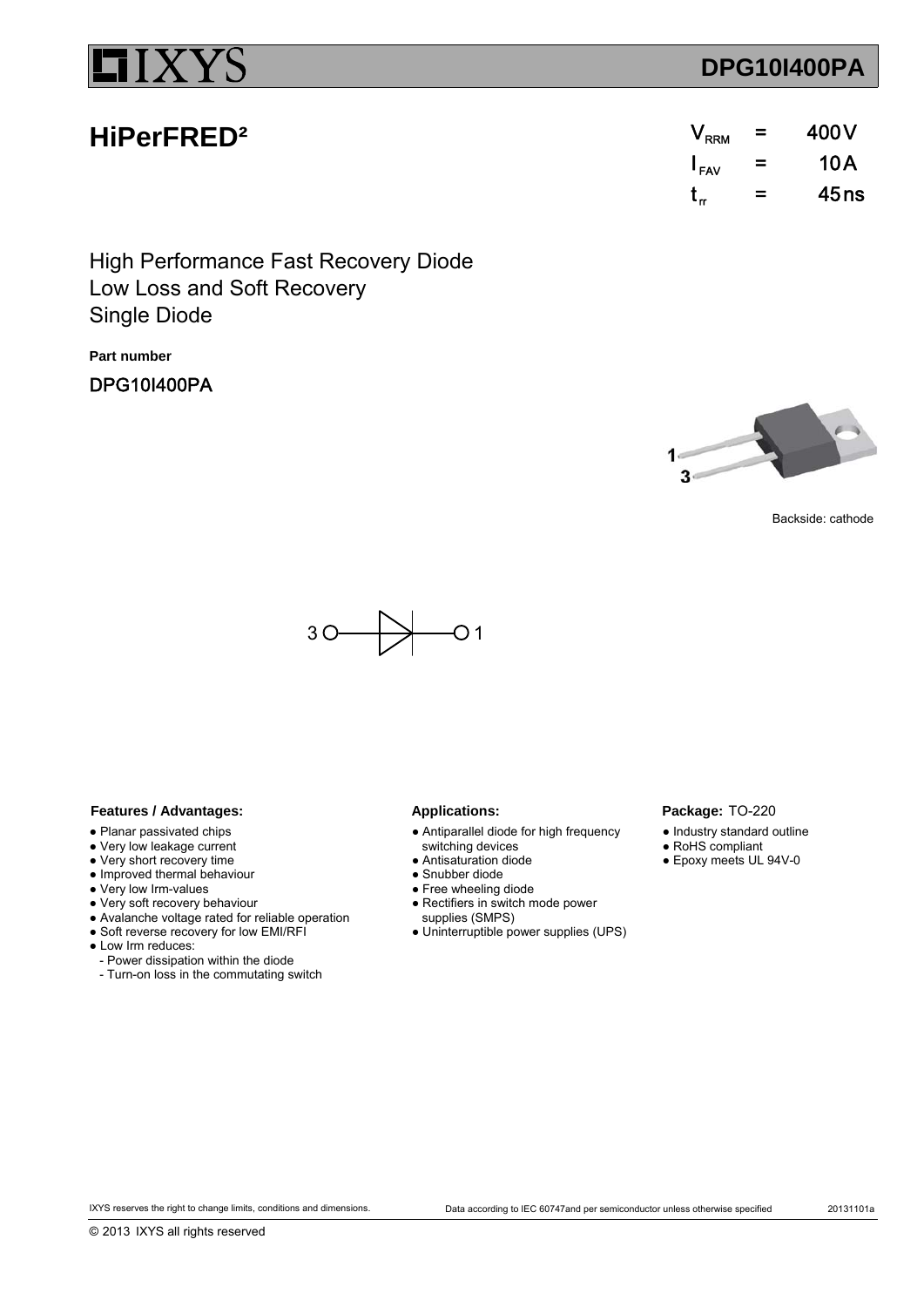# DPG10I400PA

## HiPerFRED²

| | | |
|---|---|---|
| $V_{RRM}$ | = | 400 V |
| $I_{FAV}$ | = | 10 A |
| $t_{rr}$ | = | 45 ns |

High Performance Fast Recovery Diode
Low Loss and Soft Recovery
Single Diode

**Part number**

DPG10I400PA

Backside: cathode

**Features / Advantages:**

- Planar passivated chips
- Very low leakage current
- Very short recovery time
- Improved thermal behaviour
- Very low Irm-values
- Very soft recovery behaviour
- Avalanche voltage rated for reliable operation
- Soft reverse recovery for low EMI/RFI
- Low Irm reduces:
  - Power dissipation within the diode
  - Turn-on loss in the commutating switch

**Applications:**

- Antiparallel diode for high frequency switching devices
- Antisaturation diode
- Snubber diode
- Free wheeling diode
- Rectifiers in switch mode power supplies (SMPS)
- Uninterruptible power supplies (UPS)

**Package:** TO-220

- Industry standard outline
- RoHS compliant
- Epoxy meets UL 94V-0

IXYS reserves the right to change limits, conditions and dimensions.

Data according to IEC 60747and per semiconductor unless otherwise specified

20131101a

© 2013 IXYS all rights reserved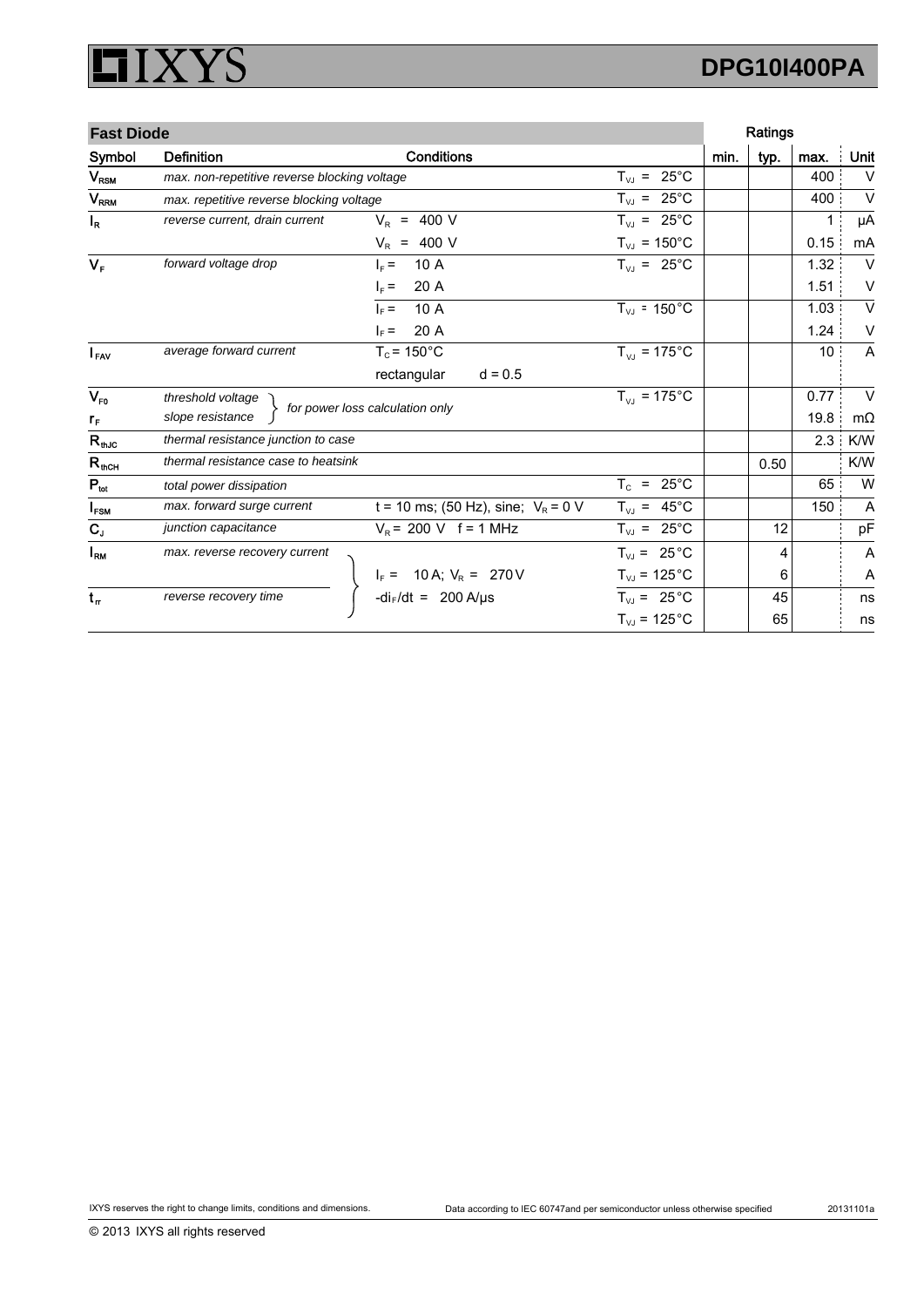## Fast Diode

| Symbol | Definition | Conditions | | min. | typ. | max. | Unit |
|---|---|---|---|---|---|---|---|
| $V_{RSM}$ | *max. non-repetitive reverse blocking voltage* | | $T_{VJ}$ = 25°C | | | 400 | V |
| $V_{RRM}$ | *max. repetitive reverse blocking voltage* | | $T_{VJ}$ = 25°C | | | 400 | V |
| $I_R$ | *reverse current, drain current* | $V_R$ = 400 V | $T_{VJ}$ = 25°C | | | 1 | µA |
| | | $V_R$ = 400 V | $T_{VJ}$ = 150°C | | | 0.15 | mA |
| $V_F$ | *forward voltage drop* | $I_F$ = 10 A | $T_{VJ}$ = 25°C | | | 1.32 | V |
| | | $I_F$ = 20 A | | | | 1.51 | V |
| | | $I_F$ = 10 A | $T_{VJ}$ = 150°C | | | 1.03 | V |
| | | $I_F$ = 20 A | | | | 1.24 | V |
| $I_{FAV}$ | *average forward current* | $T_C$ = 150°C | $T_{VJ}$ = 175°C | | | 10 | A |
| | | rectangular d = 0.5 | | | | | |
| $V_{F0}$ | *threshold voltage* | *for power loss calculation only* | $T_{VJ}$ = 175°C | | | 0.77 | V |
| $r_F$ | *slope resistance* | | | | | 19.8 | mΩ |
| $R_{thJC}$ | *thermal resistance junction to case* | | | | | 2.3 | K/W |
| $R_{thCH}$ | *thermal resistance case to heatsink* | | | | 0.50 | | K/W |
| $P_{tot}$ | *total power dissipation* | | $T_C$ = 25°C | | | 65 | W |
| $I_{FSM}$ | *max. forward surge current* | t = 10 ms; (50 Hz), sine; $V_R$ = 0 V | $T_{VJ}$ = 45°C | | | 150 | A |
| $C_J$ | *junction capacitance* | $V_R$ = 200 V f = 1 MHz | $T_{VJ}$ = 25°C | | 12 | | pF |
| $I_{RM}$ | *max. reverse recovery current* | $I_F$ = 10 A; $V_R$ = 270 V | $T_{VJ}$ = 25°C | | 4 | | A |
| | | | $T_{VJ}$ = 125°C | | 6 | | A |
| $t_{rr}$ | *reverse recovery time* | $-di_F/dt$ = 200 A/µs | $T_{VJ}$ = 25°C | | 45 | | ns |
| | | | $T_{VJ}$ = 125°C | | 65 | | ns |

IXYS reserves the right to change limits, conditions and dimensions.

Data according to IEC 60747and per semiconductor unless otherwise specified

20131101a

© 2013 IXYS all rights reserved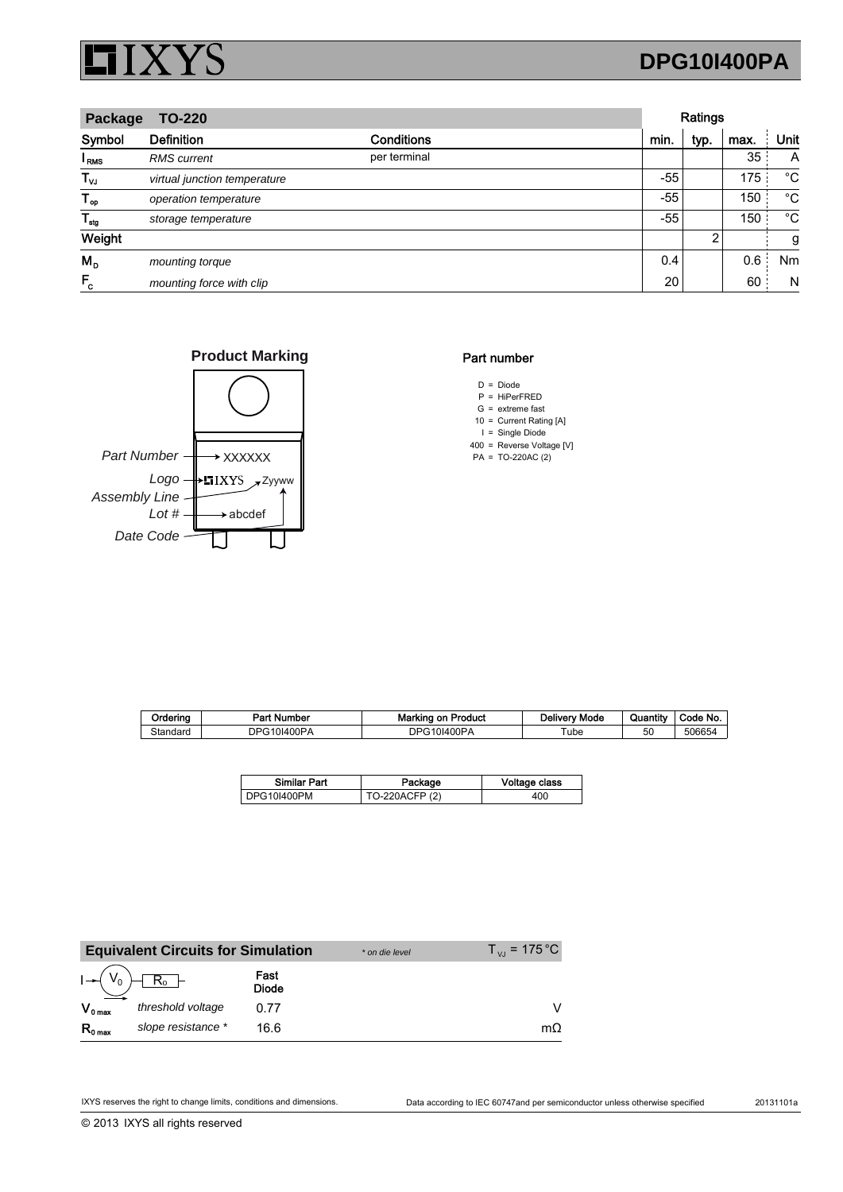# DPG10I400PA

| Package TO-220 | | | Ratings | | | |
|---|---|---|---|---|---|---|
| Symbol | Definition | Conditions | min. | typ. | max. | Unit |
| $I_{RMS}$ | *RMS current* | per terminal | | | 35 | A |
| $T_{VJ}$ | *virtual junction temperature* | | -55 | | 175 | °C |
| $T_{op}$ | *operation temperature* | | -55 | | 150 | °C |
| $T_{stg}$ | *storage temperature* | | -55 | | 150 | °C |
| **Weight** | | | | 2 | | g |
| $M_D$ | *mounting torque* | | 0.4 | | 0.6 | Nm |
| $F_C$ | *mounting force with clip* | | 20 | | 60 | N |

## Product Marking

*Part Number* → XXXXXX

*Logo* → IXYS Zyyww

*Assembly Line*

*Lot #* → abcdef

*Date Code*

## Part number

D = Diode
P = HiPerFRED
G = extreme fast
10 = Current Rating [A]
I = Single Diode
400 = Reverse Voltage [V]
PA = TO-220AC (2)

| Ordering | Part Number | Marking on Product | Delivery Mode | Quantity | Code No. |
|---|---|---|---|---|---|
| Standard | DPG10I400PA | DPG10I400PA | Tube | 50 | 506654 |

| Similar Part | Package | Voltage class |
|---|---|---|
| DPG10I400PM | TO-220ACFP (2) | 400 |

## Equivalent Circuits for Simulation

*\* on die level* $T_{VJ} = 175\,°C$

| | | Fast Diode | |
|---|---|---|---|
| $V_{0\,max}$ | *threshold voltage* | 0.77 | V |
| $R_{0\,max}$ | *slope resistance \** | 16.6 | mΩ |

IXYS reserves the right to change limits, conditions and dimensions.

Data according to IEC 60747and per semiconductor unless otherwise specified

20131101a

© 2013 IXYS all rights reserved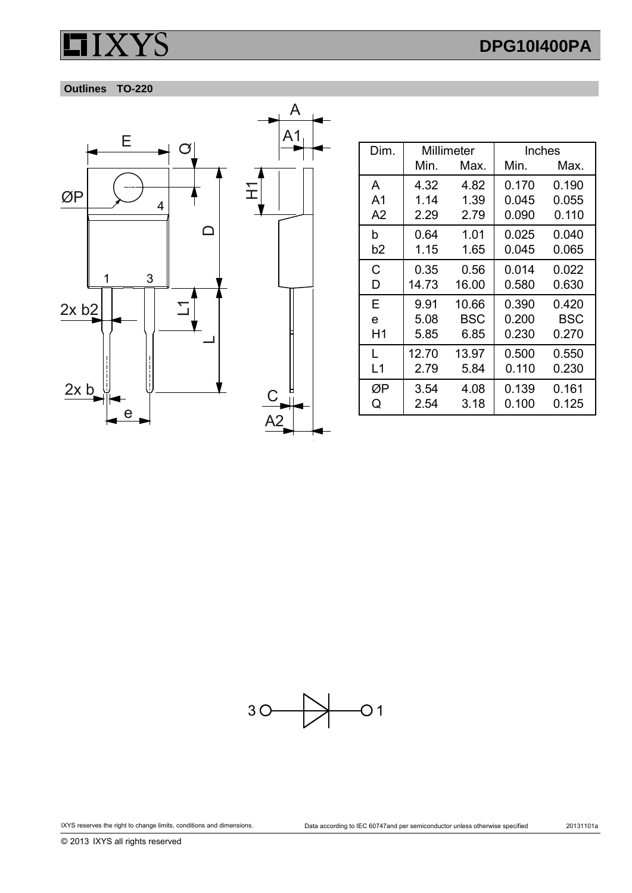## Outlines TO-220

| Dim. | Millimeter | | Inches | |
|---|---|---|---|---|
| | Min. | Max. | Min. | Max. |
| A | 4.32 | 4.82 | 0.170 | 0.190 |
| A1 | 1.14 | 1.39 | 0.045 | 0.055 |
| A2 | 2.29 | 2.79 | 0.090 | 0.110 |
| b | 0.64 | 1.01 | 0.025 | 0.040 |
| b2 | 1.15 | 1.65 | 0.045 | 0.065 |
| C | 0.35 | 0.56 | 0.014 | 0.022 |
| D | 14.73 | 16.00 | 0.580 | 0.630 |
| E | 9.91 | 10.66 | 0.390 | 0.420 |
| e | 5.08 | BSC | 0.200 | BSC |
| H1 | 5.85 | 6.85 | 0.230 | 0.270 |
| L | 12.70 | 13.97 | 0.500 | 0.550 |
| L1 | 2.79 | 5.84 | 0.110 | 0.230 |
| ØP | 3.54 | 4.08 | 0.139 | 0.161 |
| Q | 2.54 | 3.18 | 0.100 | 0.125 |

IXYS reserves the right to change limits, conditions and dimensions. Data according to IEC 60747and per semiconductor unless otherwise specified 20131101a

© 2013 IXYS all rights reserved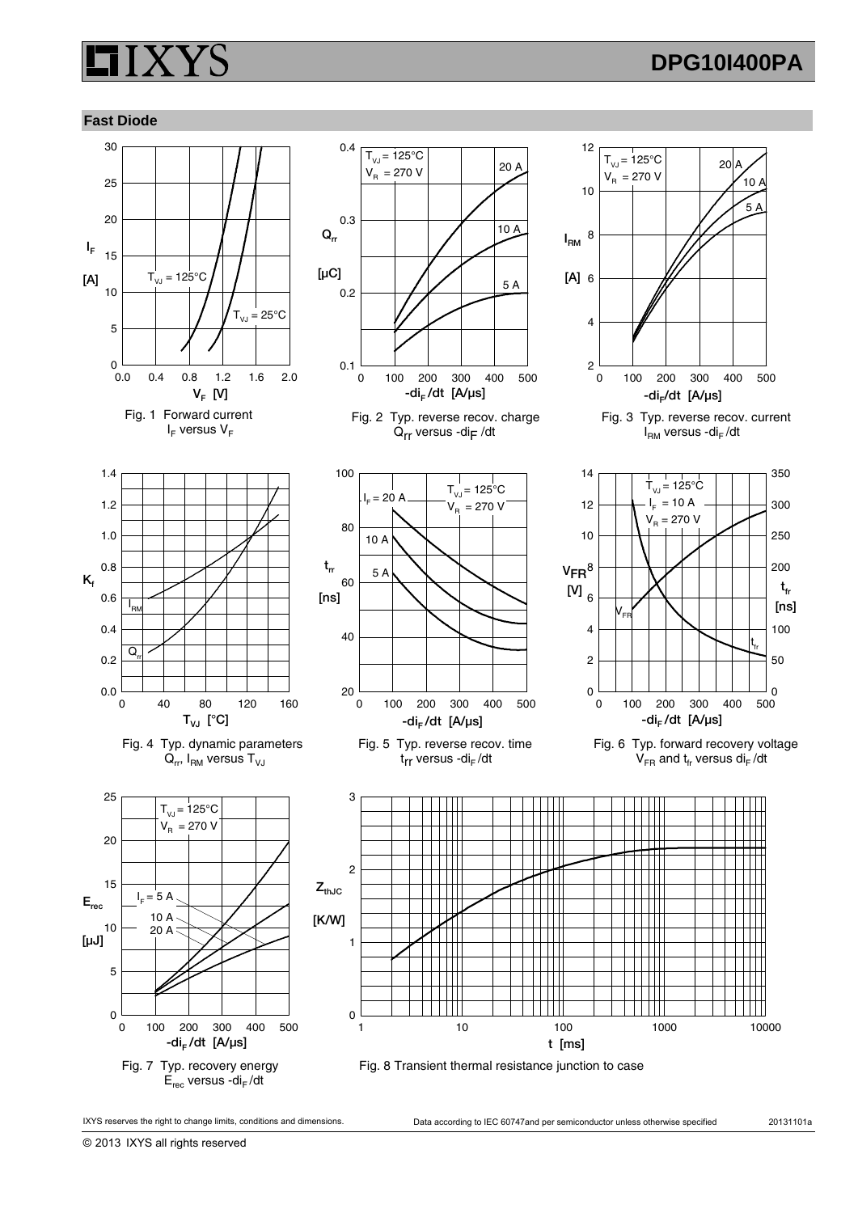## Fast Diode

$I_F$ [A]

0, 5, 10, 15, 20, 25, 30

0.0, 0.4, 0.8, 1.2, 1.6, 2.0

$V_F$ [V]

$T_{VJ}$ = 125°C

$T_{VJ}$ = 25°C

Fig. 1 Forward current $I_F$ versus $V_F$

$Q_{rr}$ [µC]

0.1, 0.2, 0.3, 0.4

0, 100, 200, 300, 400, 500

$-di_F/dt$ [A/µs]

$T_{VJ}$ = 125°C

$V_R$ = 270 V

20 A

10 A

5 A

Fig. 2 Typ. reverse recov. charge $Q_{rr}$ versus $-di_F/dt$

$I_{RM}$ [A]

2, 4, 6, 8, 10, 12

0, 100, 200, 300, 400, 500

$-di_F/dt$ [A/µs]

$T_{VJ}$ = 125°C

$V_R$ = 270 V

20 A

10 A

5 A

Fig. 3 Typ. reverse recov. current $I_{RM}$ versus $-di_F/dt$

$K_f$

0.0, 0.2, 0.4, 0.6, 0.8, 1.0, 1.2, 1.4

0, 40, 80, 120, 160

$T_{VJ}$ [°C]

$I_{RM}$

$Q_{rr}$

Fig. 4 Typ. dynamic parameters $Q_{rr}$, $I_{RM}$ versus $T_{VJ}$

$t_{rr}$ [ns]

20, 40, 60, 80, 100

0, 100, 200, 300, 400, 500

$-di_F/dt$ [A/µs]

$I_F$ = 20 A

10 A

5 A

$T_{VJ}$ = 125°C

$V_R$ = 270 V

Fig. 5 Typ. reverse recov. time $t_{rr}$ versus $-di_F/dt$

$V_{FR}$ [V]

0, 2, 4, 6, 8, 10, 12, 14

$t_{fr}$ [ns]

0, 50, 100, 150, 200, 250, 300, 350

0, 100, 200, 300, 400, 500

$-di_F/dt$ [A/µs]

$T_{VJ}$ = 125°C

$I_F$ = 10 A

$V_R$ = 270 V

$V_{FR}$

$t_{fr}$

Fig. 6 Typ. forward recovery voltage $V_{FR}$ and $t_{fr}$ versus $di_F/dt$

$E_{rec}$ [µJ]

0, 5, 10, 15, 20, 25

0, 100, 200, 300, 400, 500

$-di_F/dt$ [A/µs]

$T_{VJ}$ = 125°C

$V_R$ = 270 V

$I_F$ = 5 A

10 A

20 A

Fig. 7 Typ. recovery energy $E_{rec}$ versus $-di_F/dt$

$Z_{thJC}$ [K/W]

0, 1, 2, 3

1, 10, 100, 1000, 10000

t [ms]

Fig. 8 Transient thermal resistance junction to case

IXYS reserves the right to change limits, conditions and dimensions.

Data according to IEC 60747and per semiconductor unless otherwise specified

20131101a

© 2013 IXYS all rights reserved